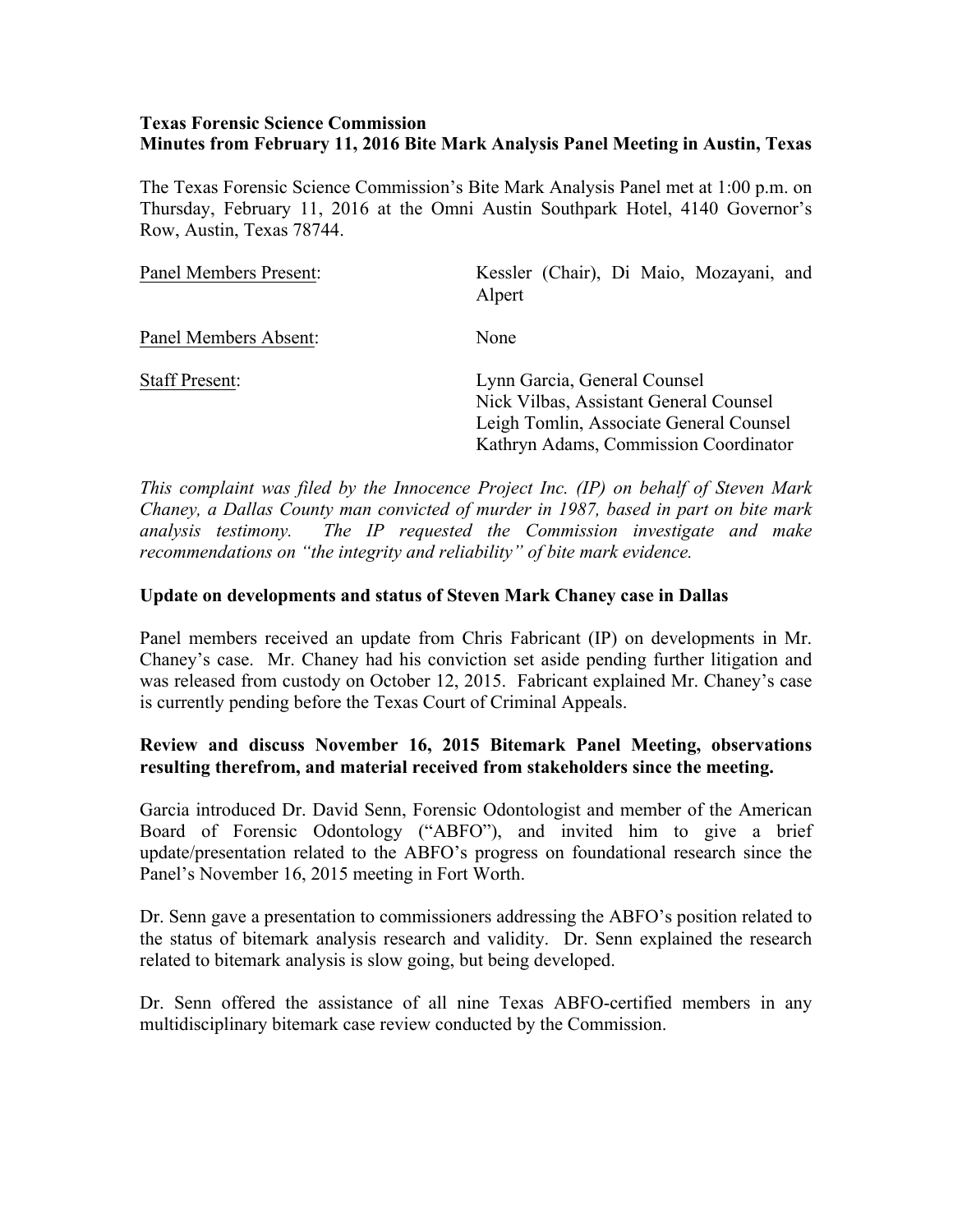**Texas Forensic Science Commission**
**Minutes from February 11, 2016 Bite Mark Analysis Panel Meeting in Austin, Texas**

The Texas Forensic Science Commission's Bite Mark Analysis Panel met at 1:00 p.m. on Thursday, February 11, 2016 at the Omni Austin Southpark Hotel, 4140 Governor's Row, Austin, Texas 78744.

| | |
|---|---|
| Panel Members Present: | Kessler (Chair), Di Maio, Mozayani, and Alpert |
| Panel Members Absent: | None |
| Staff Present: | Lynn Garcia, General Counsel<br>Nick Vilbas, Assistant General Counsel<br>Leigh Tomlin, Associate General Counsel<br>Kathryn Adams, Commission Coordinator |

*This complaint was filed by the Innocence Project Inc. (IP) on behalf of Steven Mark Chaney, a Dallas County man convicted of murder in 1987, based in part on bite mark analysis testimony. The IP requested the Commission investigate and make recommendations on "the integrity and reliability" of bite mark evidence.*

**Update on developments and status of Steven Mark Chaney case in Dallas**

Panel members received an update from Chris Fabricant (IP) on developments in Mr. Chaney's case. Mr. Chaney had his conviction set aside pending further litigation and was released from custody on October 12, 2015. Fabricant explained Mr. Chaney's case is currently pending before the Texas Court of Criminal Appeals.

**Review and discuss November 16, 2015 Bitemark Panel Meeting, observations resulting therefrom, and material received from stakeholders since the meeting.**

Garcia introduced Dr. David Senn, Forensic Odontologist and member of the American Board of Forensic Odontology ("ABFO"), and invited him to give a brief update/presentation related to the ABFO's progress on foundational research since the Panel's November 16, 2015 meeting in Fort Worth.

Dr. Senn gave a presentation to commissioners addressing the ABFO's position related to the status of bitemark analysis research and validity. Dr. Senn explained the research related to bitemark analysis is slow going, but being developed.

Dr. Senn offered the assistance of all nine Texas ABFO-certified members in any multidisciplinary bitemark case review conducted by the Commission.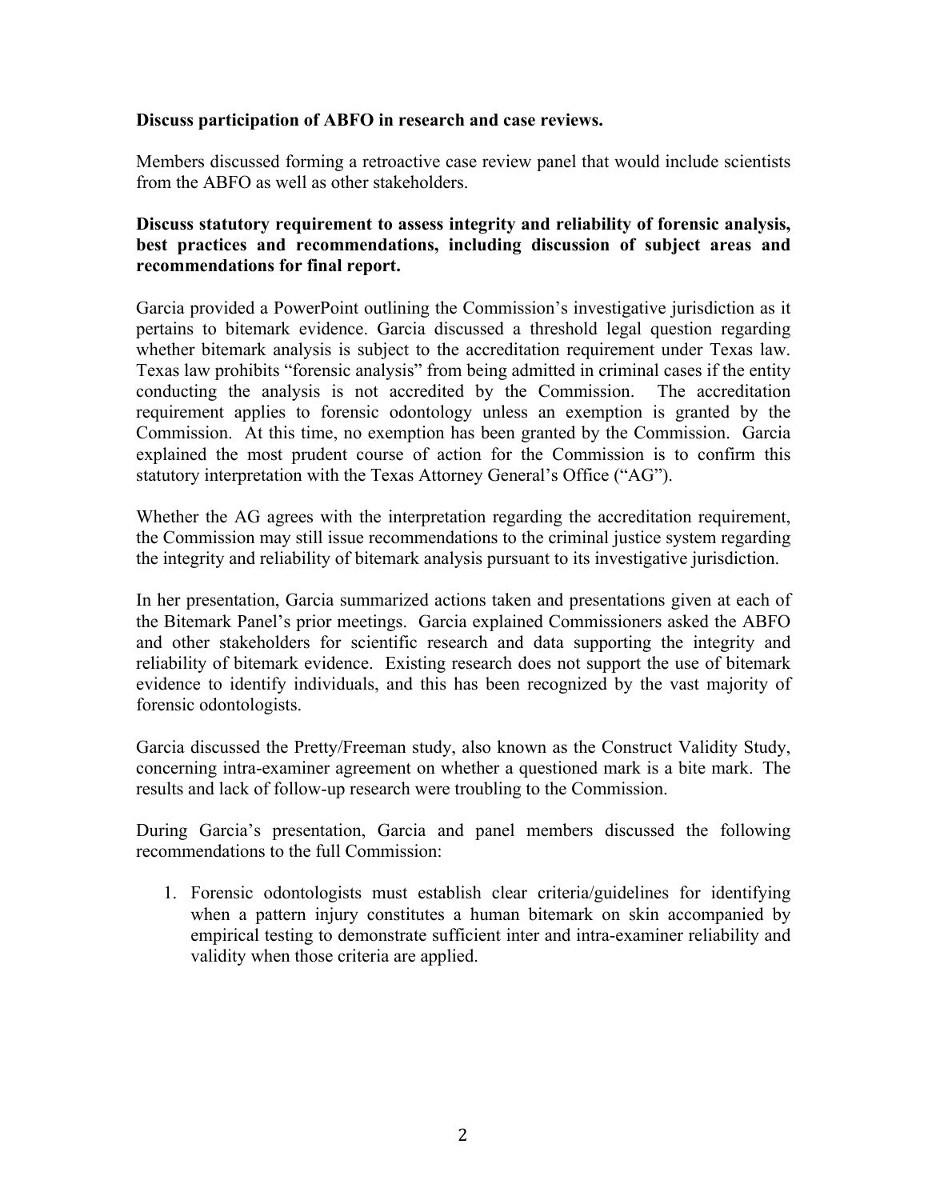**Discuss participation of ABFO in research and case reviews.**

Members discussed forming a retroactive case review panel that would include scientists from the ABFO as well as other stakeholders.

**Discuss statutory requirement to assess integrity and reliability of forensic analysis, best practices and recommendations, including discussion of subject areas and recommendations for final report.**

Garcia provided a PowerPoint outlining the Commission's investigative jurisdiction as it pertains to bitemark evidence. Garcia discussed a threshold legal question regarding whether bitemark analysis is subject to the accreditation requirement under Texas law. Texas law prohibits "forensic analysis" from being admitted in criminal cases if the entity conducting the analysis is not accredited by the Commission. The accreditation requirement applies to forensic odontology unless an exemption is granted by the Commission. At this time, no exemption has been granted by the Commission. Garcia explained the most prudent course of action for the Commission is to confirm this statutory interpretation with the Texas Attorney General's Office ("AG").

Whether the AG agrees with the interpretation regarding the accreditation requirement, the Commission may still issue recommendations to the criminal justice system regarding the integrity and reliability of bitemark analysis pursuant to its investigative jurisdiction.

In her presentation, Garcia summarized actions taken and presentations given at each of the Bitemark Panel's prior meetings. Garcia explained Commissioners asked the ABFO and other stakeholders for scientific research and data supporting the integrity and reliability of bitemark evidence. Existing research does not support the use of bitemark evidence to identify individuals, and this has been recognized by the vast majority of forensic odontologists.

Garcia discussed the Pretty/Freeman study, also known as the Construct Validity Study, concerning intra-examiner agreement on whether a questioned mark is a bite mark. The results and lack of follow-up research were troubling to the Commission.

During Garcia's presentation, Garcia and panel members discussed the following recommendations to the full Commission:

1. Forensic odontologists must establish clear criteria/guidelines for identifying when a pattern injury constitutes a human bitemark on skin accompanied by empirical testing to demonstrate sufficient inter and intra-examiner reliability and validity when those criteria are applied.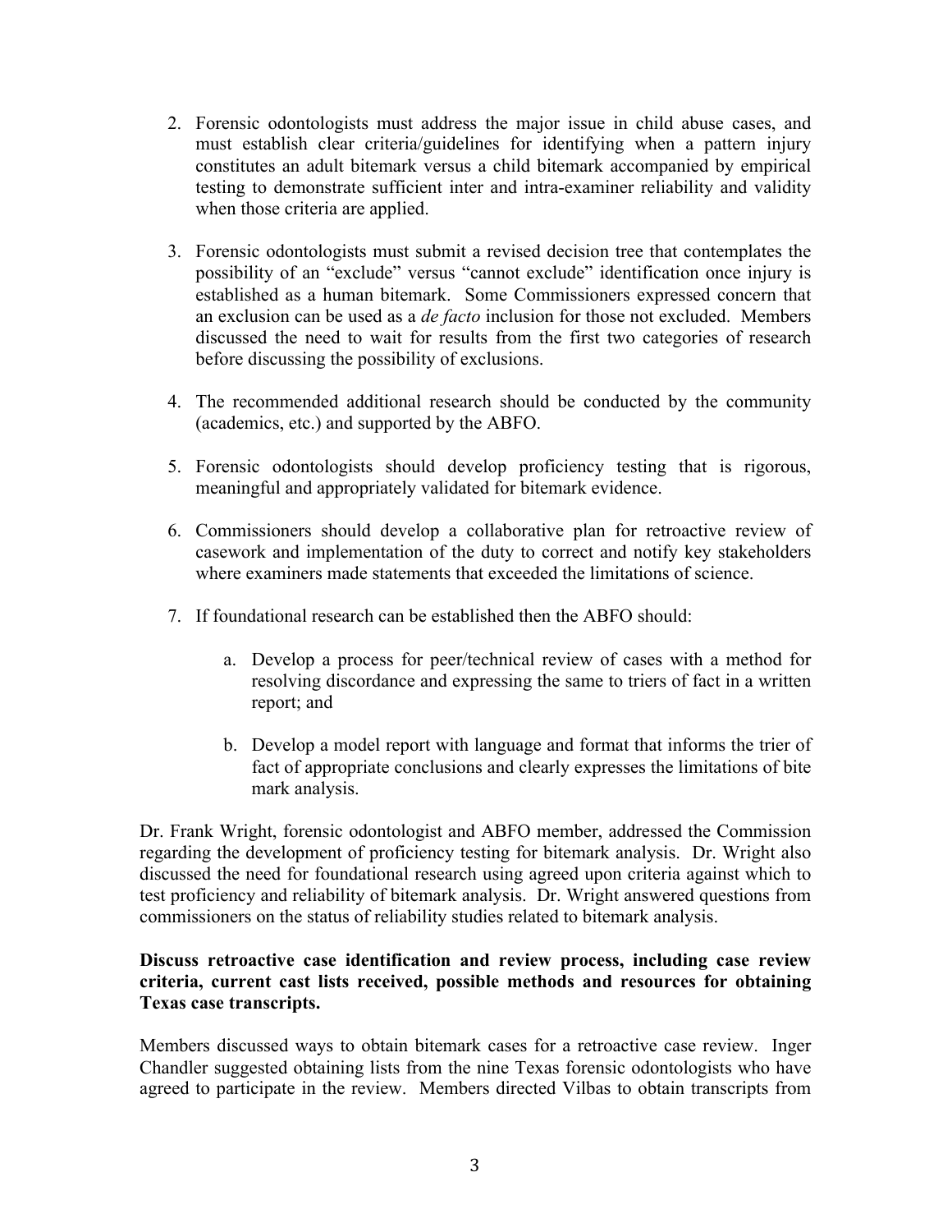2. Forensic odontologists must address the major issue in child abuse cases, and must establish clear criteria/guidelines for identifying when a pattern injury constitutes an adult bitemark versus a child bitemark accompanied by empirical testing to demonstrate sufficient inter and intra-examiner reliability and validity when those criteria are applied.

3. Forensic odontologists must submit a revised decision tree that contemplates the possibility of an "exclude" versus "cannot exclude" identification once injury is established as a human bitemark. Some Commissioners expressed concern that an exclusion can be used as a *de facto* inclusion for those not excluded. Members discussed the need to wait for results from the first two categories of research before discussing the possibility of exclusions.

4. The recommended additional research should be conducted by the community (academics, etc.) and supported by the ABFO.

5. Forensic odontologists should develop proficiency testing that is rigorous, meaningful and appropriately validated for bitemark evidence.

6. Commissioners should develop a collaborative plan for retroactive review of casework and implementation of the duty to correct and notify key stakeholders where examiners made statements that exceeded the limitations of science.

7. If foundational research can be established then the ABFO should:

    a. Develop a process for peer/technical review of cases with a method for resolving discordance and expressing the same to triers of fact in a written report; and

    b. Develop a model report with language and format that informs the trier of fact of appropriate conclusions and clearly expresses the limitations of bite mark analysis.

Dr. Frank Wright, forensic odontologist and ABFO member, addressed the Commission regarding the development of proficiency testing for bitemark analysis. Dr. Wright also discussed the need for foundational research using agreed upon criteria against which to test proficiency and reliability of bitemark analysis. Dr. Wright answered questions from commissioners on the status of reliability studies related to bitemark analysis.

**Discuss retroactive case identification and review process, including case review criteria, current cast lists received, possible methods and resources for obtaining Texas case transcripts.**

Members discussed ways to obtain bitemark cases for a retroactive case review. Inger Chandler suggested obtaining lists from the nine Texas forensic odontologists who have agreed to participate in the review. Members directed Vilbas to obtain transcripts from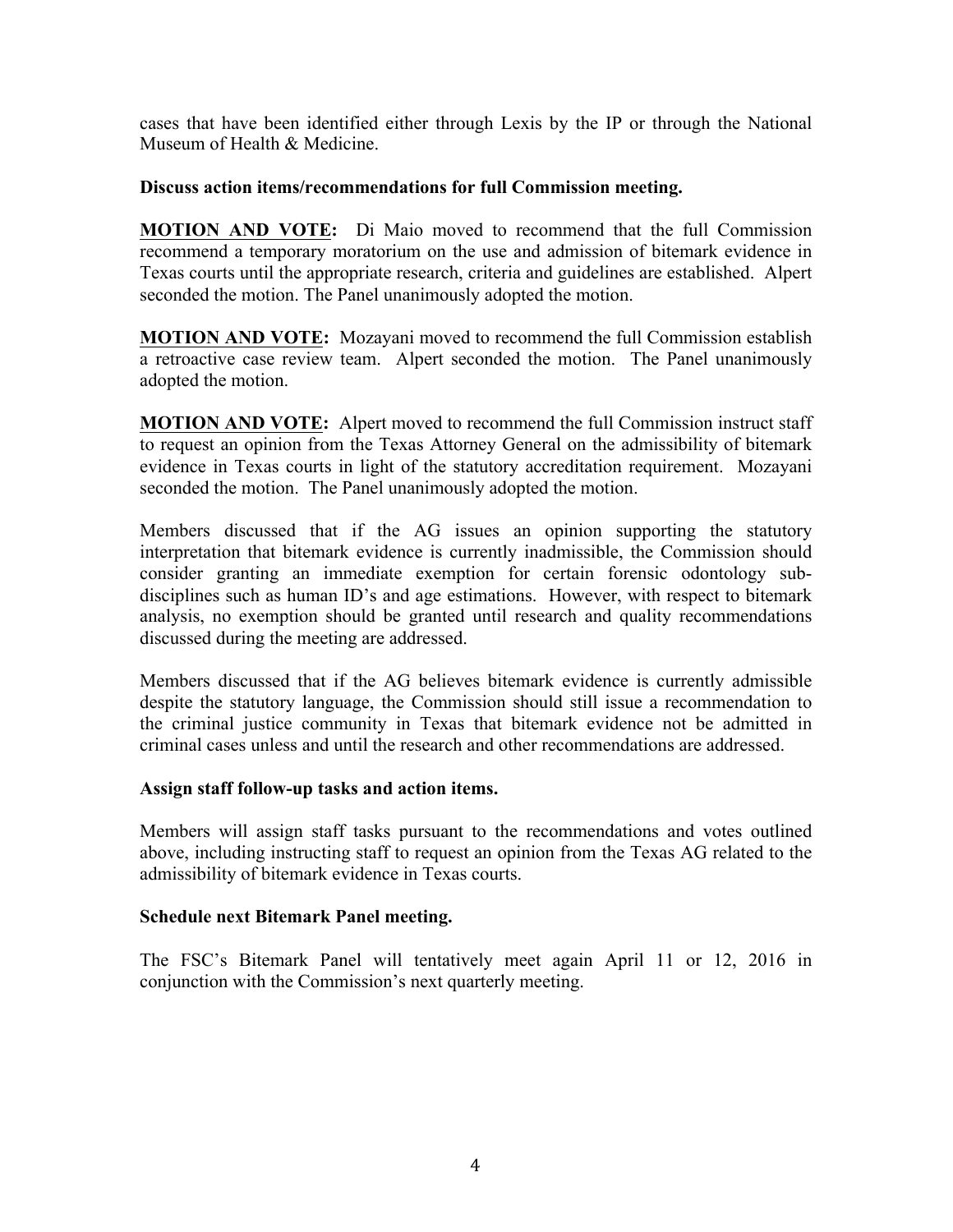cases that have been identified either through Lexis by the IP or through the National Museum of Health & Medicine.

**Discuss action items/recommendations for full Commission meeting.**

**MOTION AND VOTE:** Di Maio moved to recommend that the full Commission recommend a temporary moratorium on the use and admission of bitemark evidence in Texas courts until the appropriate research, criteria and guidelines are established. Alpert seconded the motion. The Panel unanimously adopted the motion.

**MOTION AND VOTE:** Mozayani moved to recommend the full Commission establish a retroactive case review team. Alpert seconded the motion. The Panel unanimously adopted the motion.

**MOTION AND VOTE:** Alpert moved to recommend the full Commission instruct staff to request an opinion from the Texas Attorney General on the admissibility of bitemark evidence in Texas courts in light of the statutory accreditation requirement. Mozayani seconded the motion. The Panel unanimously adopted the motion.

Members discussed that if the AG issues an opinion supporting the statutory interpretation that bitemark evidence is currently inadmissible, the Commission should consider granting an immediate exemption for certain forensic odontology sub-disciplines such as human ID's and age estimations. However, with respect to bitemark analysis, no exemption should be granted until research and quality recommendations discussed during the meeting are addressed.

Members discussed that if the AG believes bitemark evidence is currently admissible despite the statutory language, the Commission should still issue a recommendation to the criminal justice community in Texas that bitemark evidence not be admitted in criminal cases unless and until the research and other recommendations are addressed.

**Assign staff follow-up tasks and action items.**

Members will assign staff tasks pursuant to the recommendations and votes outlined above, including instructing staff to request an opinion from the Texas AG related to the admissibility of bitemark evidence in Texas courts.

**Schedule next Bitemark Panel meeting.**

The FSC's Bitemark Panel will tentatively meet again April 11 or 12, 2016 in conjunction with the Commission's next quarterly meeting.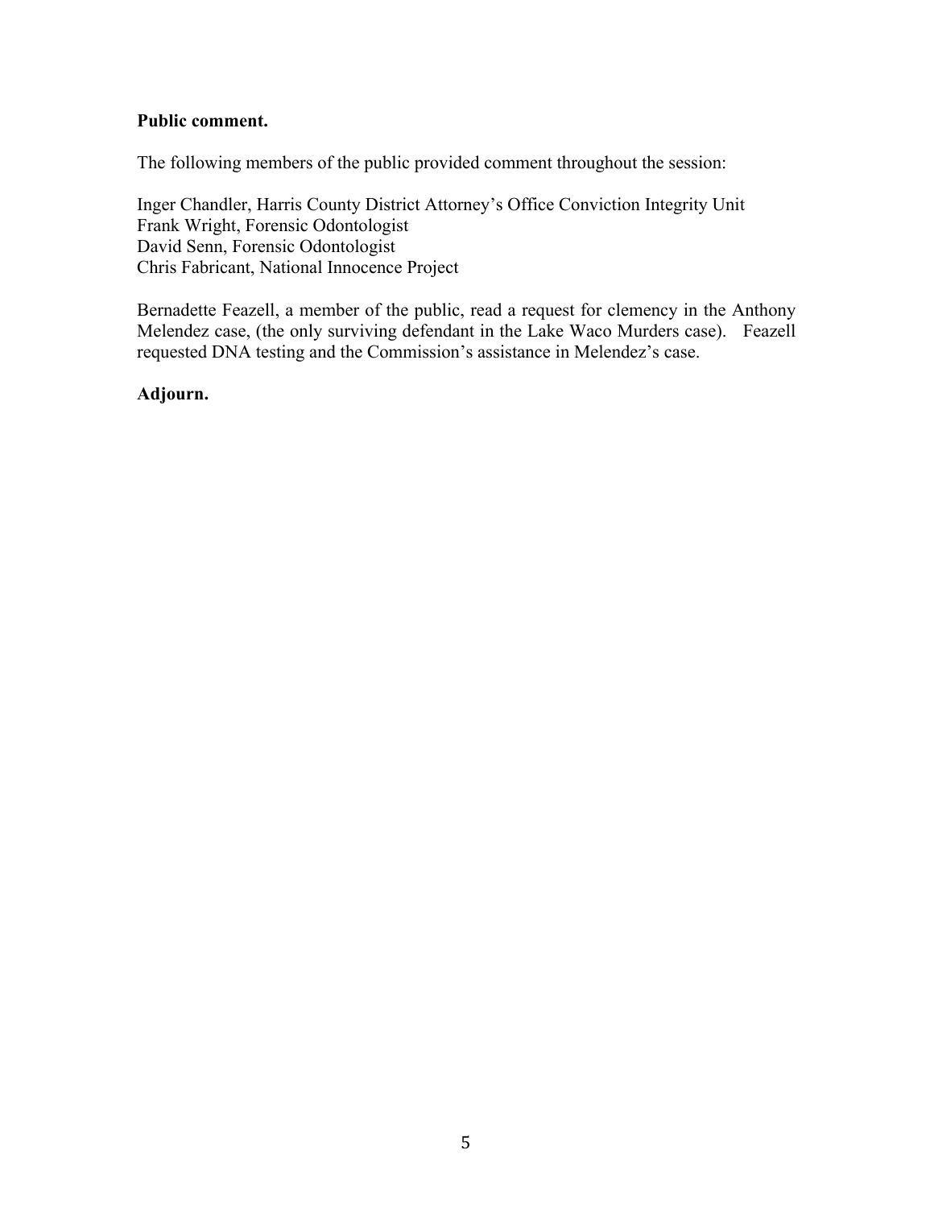**Public comment.**

The following members of the public provided comment throughout the session:

Inger Chandler, Harris County District Attorney's Office Conviction Integrity Unit
Frank Wright, Forensic Odontologist
David Senn, Forensic Odontologist
Chris Fabricant, National Innocence Project

Bernadette Feazell, a member of the public, read a request for clemency in the Anthony Melendez case, (the only surviving defendant in the Lake Waco Murders case). Feazell requested DNA testing and the Commission's assistance in Melendez's case.

**Adjourn.**